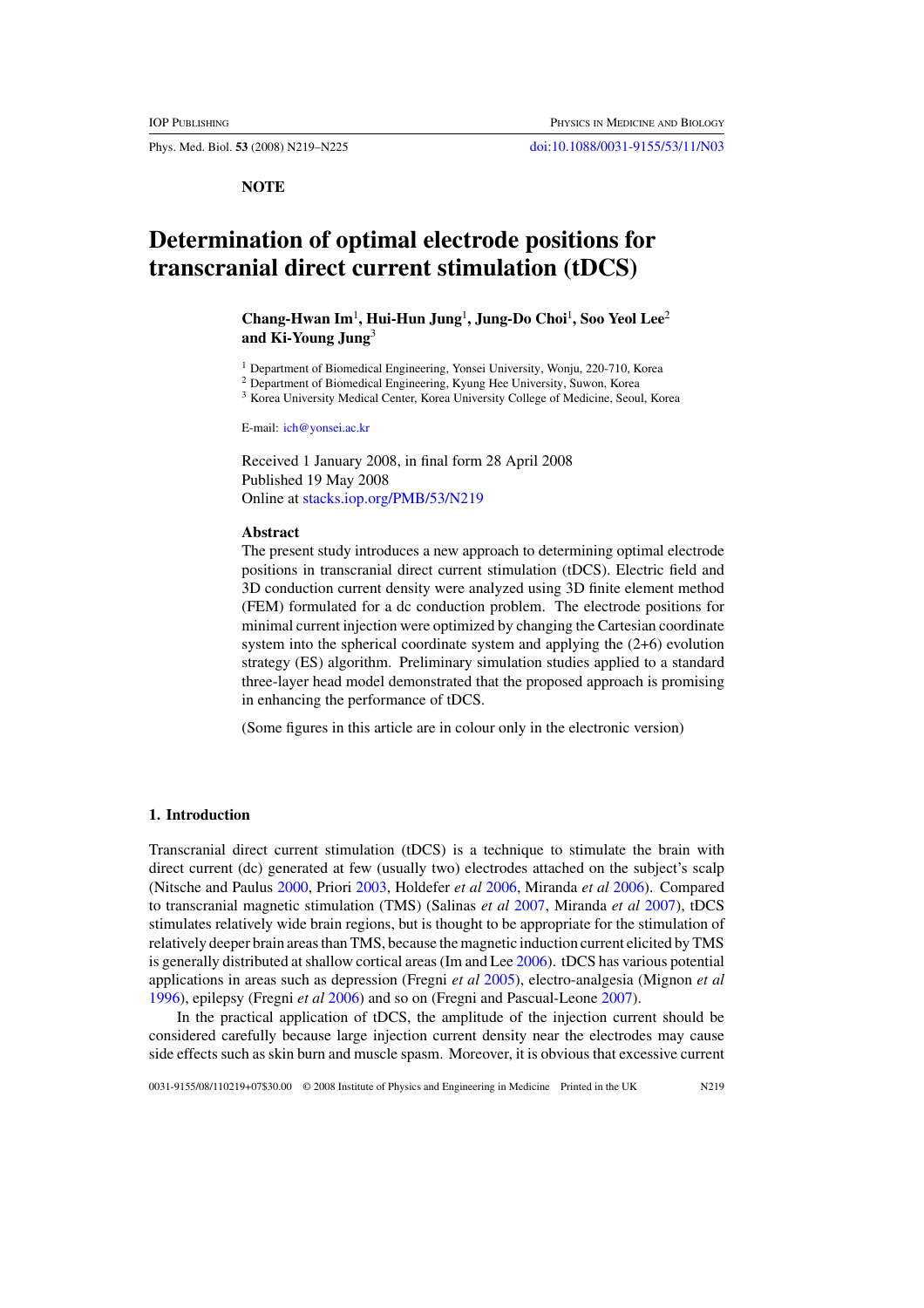NOTE

# Determination of optimal electrode positions for transcranial direct current stimulation (tDCS)

**Chang-Hwan Im[1], Hui-Hun Jung[1], Jung-Do Choi[1], Soo Yeol Lee[2] and Ki-Young Jung[3]**

[1] Department of Biomedical Engineering, Yonsei University, Wonju, 220-710, Korea
[2] Department of Biomedical Engineering, Kyung Hee University, Suwon, Korea
[3] Korea University Medical Center, Korea University College of Medicine, Seoul, Korea

E-mail: ich@yonsei.ac.kr

Received 1 January 2008, in final form 28 April 2008
Published 19 May 2008
Online at stacks.iop.org/PMB/53/N219

## Abstract

The present study introduces a new approach to determining optimal electrode positions in transcranial direct current stimulation (tDCS). Electric field and 3D conduction current density were analyzed using 3D finite element method (FEM) formulated for a dc conduction problem. The electrode positions for minimal current injection were optimized by changing the Cartesian coordinate system into the spherical coordinate system and applying the (2+6) evolution strategy (ES) algorithm. Preliminary simulation studies applied to a standard three-layer head model demonstrated that the proposed approach is promising in enhancing the performance of tDCS.

(Some figures in this article are in colour only in the electronic version)

## 1. Introduction

Transcranial direct current stimulation (tDCS) is a technique to stimulate the brain with direct current (dc) generated at few (usually two) electrodes attached on the subject's scalp (Nitsche and Paulus 2000, Priori 2003, Holdefer *et al* 2006, Miranda *et al* 2006). Compared to transcranial magnetic stimulation (TMS) (Salinas *et al* 2007, Miranda *et al* 2007), tDCS stimulates relatively wide brain regions, but is thought to be appropriate for the stimulation of relatively deeper brain areas than TMS, because the magnetic induction current elicited by TMS is generally distributed at shallow cortical areas (Im and Lee 2006). tDCS has various potential applications in areas such as depression (Fregni *et al* 2005), electro-analgesia (Mignon *et al* 1996), epilepsy (Fregni *et al* 2006) and so on (Fregni and Pascual-Leone 2007).

In the practical application of tDCS, the amplitude of the injection current should be considered carefully because large injection current density near the electrodes may cause side effects such as skin burn and muscle spasm. Moreover, it is obvious that excessive current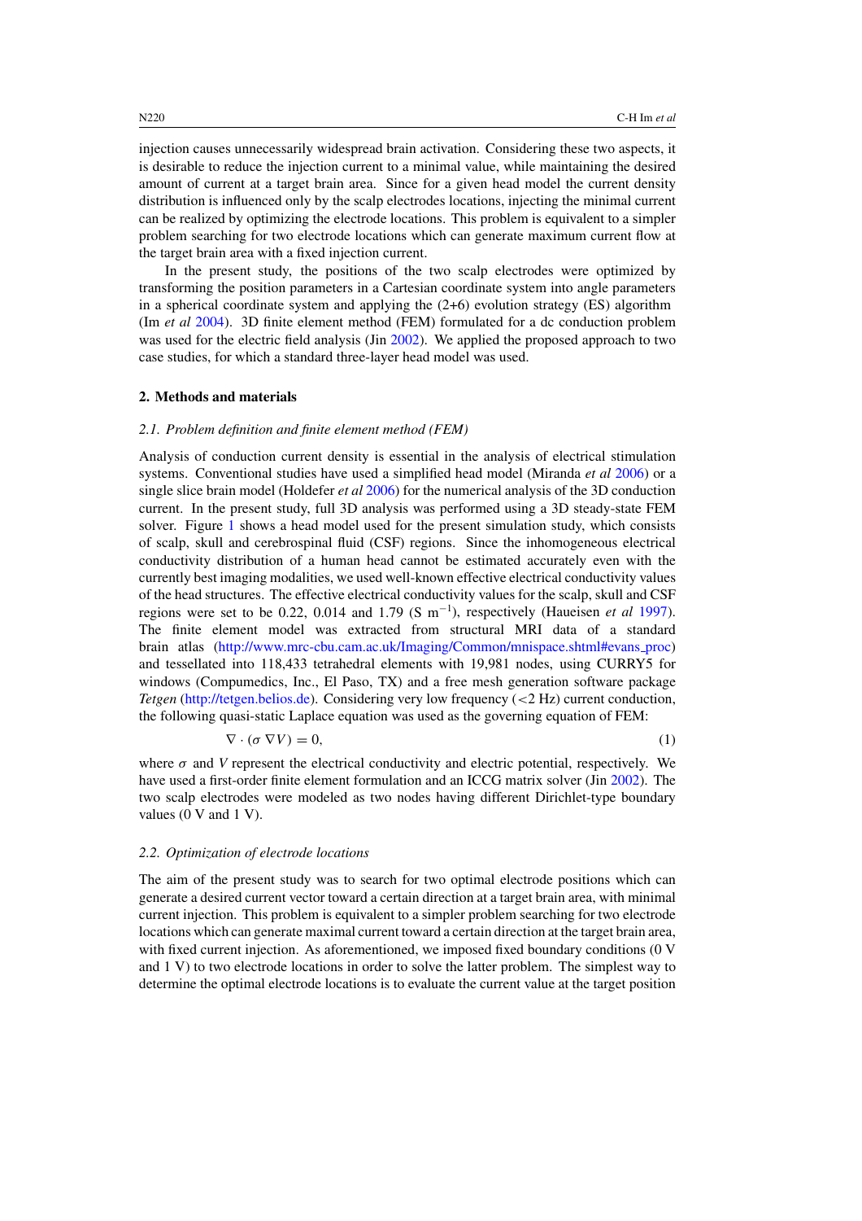injection causes unnecessarily widespread brain activation. Considering these two aspects, it is desirable to reduce the injection current to a minimal value, while maintaining the desired amount of current at a target brain area. Since for a given head model the current density distribution is influenced only by the scalp electrodes locations, injecting the minimal current can be realized by optimizing the electrode locations. This problem is equivalent to a simpler problem searching for two electrode locations which can generate maximum current flow at the target brain area with a fixed injection current.

In the present study, the positions of the two scalp electrodes were optimized by transforming the position parameters in a Cartesian coordinate system into angle parameters in a spherical coordinate system and applying the (2+6) evolution strategy (ES) algorithm (Im *et al* 2004). 3D finite element method (FEM) formulated for a dc conduction problem was used for the electric field analysis (Jin 2002). We applied the proposed approach to two case studies, for which a standard three-layer head model was used.

## 2. Methods and materials

### *2.1. Problem definition and finite element method (FEM)*

Analysis of conduction current density is essential in the analysis of electrical stimulation systems. Conventional studies have used a simplified head model (Miranda *et al* 2006) or a single slice brain model (Holdefer *et al* 2006) for the numerical analysis of the 3D conduction current. In the present study, full 3D analysis was performed using a 3D steady-state FEM solver. Figure 1 shows a head model used for the present simulation study, which consists of scalp, skull and cerebrospinal fluid (CSF) regions. Since the inhomogeneous electrical conductivity distribution of a human head cannot be estimated accurately even with the currently best imaging modalities, we used well-known effective electrical conductivity values of the head structures. The effective electrical conductivity values for the scalp, skull and CSF regions were set to be 0.22, 0.014 and 1.79 (S $\mathrm{m}^{-1}$), respectively (Haueisen *et al* 1997). The finite element model was extracted from structural MRI data of a standard brain atlas (http://www.mrc-cbu.cam.ac.uk/Imaging/Common/mnispace.shtml#evans_proc) and tessellated into 118,433 tetrahedral elements with 19,981 nodes, using CURRY5 for windows (Compumedics, Inc., El Paso, TX) and a free mesh generation software package *Tetgen* (http://tetgen.belios.de). Considering very low frequency (<2 Hz) current conduction, the following quasi-static Laplace equation was used as the governing equation of FEM:

$$\nabla \cdot (\sigma \nabla V) = 0, \tag{1}$$

where $\sigma$ and $V$ represent the electrical conductivity and electric potential, respectively. We have used a first-order finite element formulation and an ICCG matrix solver (Jin 2002). The two scalp electrodes were modeled as two nodes having different Dirichlet-type boundary values (0 V and 1 V).

### *2.2. Optimization of electrode locations*

The aim of the present study was to search for two optimal electrode positions which can generate a desired current vector toward a certain direction at a target brain area, with minimal current injection. This problem is equivalent to a simpler problem searching for two electrode locations which can generate maximal current toward a certain direction at the target brain area, with fixed current injection. As aforementioned, we imposed fixed boundary conditions (0 V and 1 V) to two electrode locations in order to solve the latter problem. The simplest way to determine the optimal electrode locations is to evaluate the current value at the target position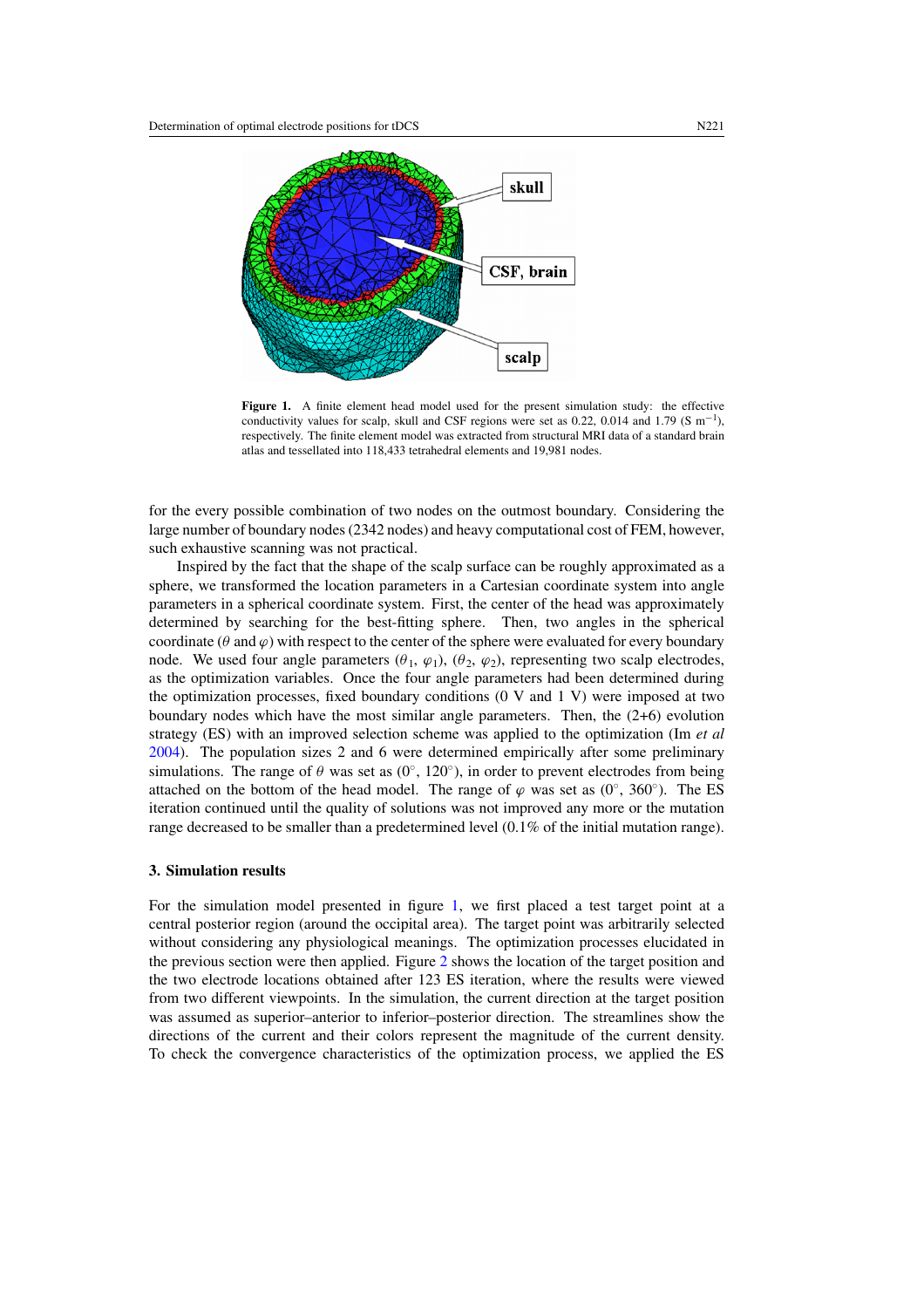**Figure 1.** A finite element head model used for the present simulation study: the effective conductivity values for scalp, skull and CSF regions were set as 0.22, 0.014 and 1.79 (S $m^{-1}$), respectively. The finite element model was extracted from structural MRI data of a standard brain atlas and tessellated into 118,433 tetrahedral elements and 19,981 nodes.

for the every possible combination of two nodes on the outmost boundary. Considering the large number of boundary nodes (2342 nodes) and heavy computational cost of FEM, however, such exhaustive scanning was not practical.

Inspired by the fact that the shape of the scalp surface can be roughly approximated as a sphere, we transformed the location parameters in a Cartesian coordinate system into angle parameters in a spherical coordinate system. First, the center of the head was approximately determined by searching for the best-fitting sphere. Then, two angles in the spherical coordinate ($\theta$ and $\varphi$) with respect to the center of the sphere were evaluated for every boundary node. We used four angle parameters ($\theta_1$, $\varphi_1$), ($\theta_2$, $\varphi_2$), representing two scalp electrodes, as the optimization variables. Once the four angle parameters had been determined during the optimization processes, fixed boundary conditions (0 V and 1 V) were imposed at two boundary nodes which have the most similar angle parameters. Then, the (2+6) evolution strategy (ES) with an improved selection scheme was applied to the optimization (Im *et al* 2004). The population sizes 2 and 6 were determined empirically after some preliminary simulations. The range of $\theta$ was set as ($0^\circ$, $120^\circ$), in order to prevent electrodes from being attached on the bottom of the head model. The range of $\varphi$ was set as ($0^\circ$, $360^\circ$). The ES iteration continued until the quality of solutions was not improved any more or the mutation range decreased to be smaller than a predetermined level (0.1% of the initial mutation range).

### 3. Simulation results

For the simulation model presented in figure 1, we first placed a test target point at a central posterior region (around the occipital area). The target point was arbitrarily selected without considering any physiological meanings. The optimization processes elucidated in the previous section were then applied. Figure 2 shows the location of the target position and the two electrode locations obtained after 123 ES iteration, where the results were viewed from two different viewpoints. In the simulation, the current direction at the target position was assumed as superior–anterior to inferior–posterior direction. The streamlines show the directions of the current and their colors represent the magnitude of the current density. To check the convergence characteristics of the optimization process, we applied the ES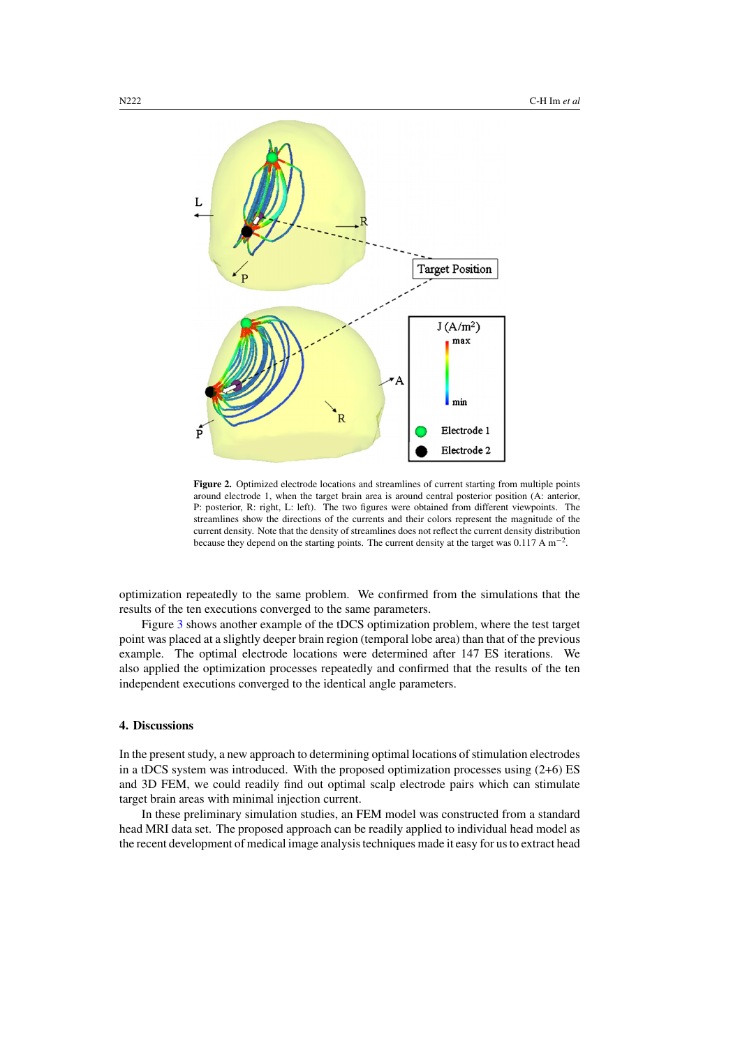**Figure 2.** Optimized electrode locations and streamlines of current starting from multiple points around electrode 1, when the target brain area is around central posterior position (A: anterior, P: posterior, R: right, L: left). The two figures were obtained from different viewpoints. The streamlines show the directions of the currents and their colors represent the magnitude of the current density. Note that the density of streamlines does not reflect the current density distribution because they depend on the starting points. The current density at the target was 0.117 A $m^{-2}$.

optimization repeatedly to the same problem. We confirmed from the simulations that the results of the ten executions converged to the same parameters.

Figure 3 shows another example of the tDCS optimization problem, where the test target point was placed at a slightly deeper brain region (temporal lobe area) than that of the previous example. The optimal electrode locations were determined after 147 ES iterations. We also applied the optimization processes repeatedly and confirmed that the results of the ten independent executions converged to the identical angle parameters.

## 4. Discussions

In the present study, a new approach to determining optimal locations of stimulation electrodes in a tDCS system was introduced. With the proposed optimization processes using (2+6) ES and 3D FEM, we could readily find out optimal scalp electrode pairs which can stimulate target brain areas with minimal injection current.

In these preliminary simulation studies, an FEM model was constructed from a standard head MRI data set. The proposed approach can be readily applied to individual head model as the recent development of medical image analysis techniques made it easy for us to extract head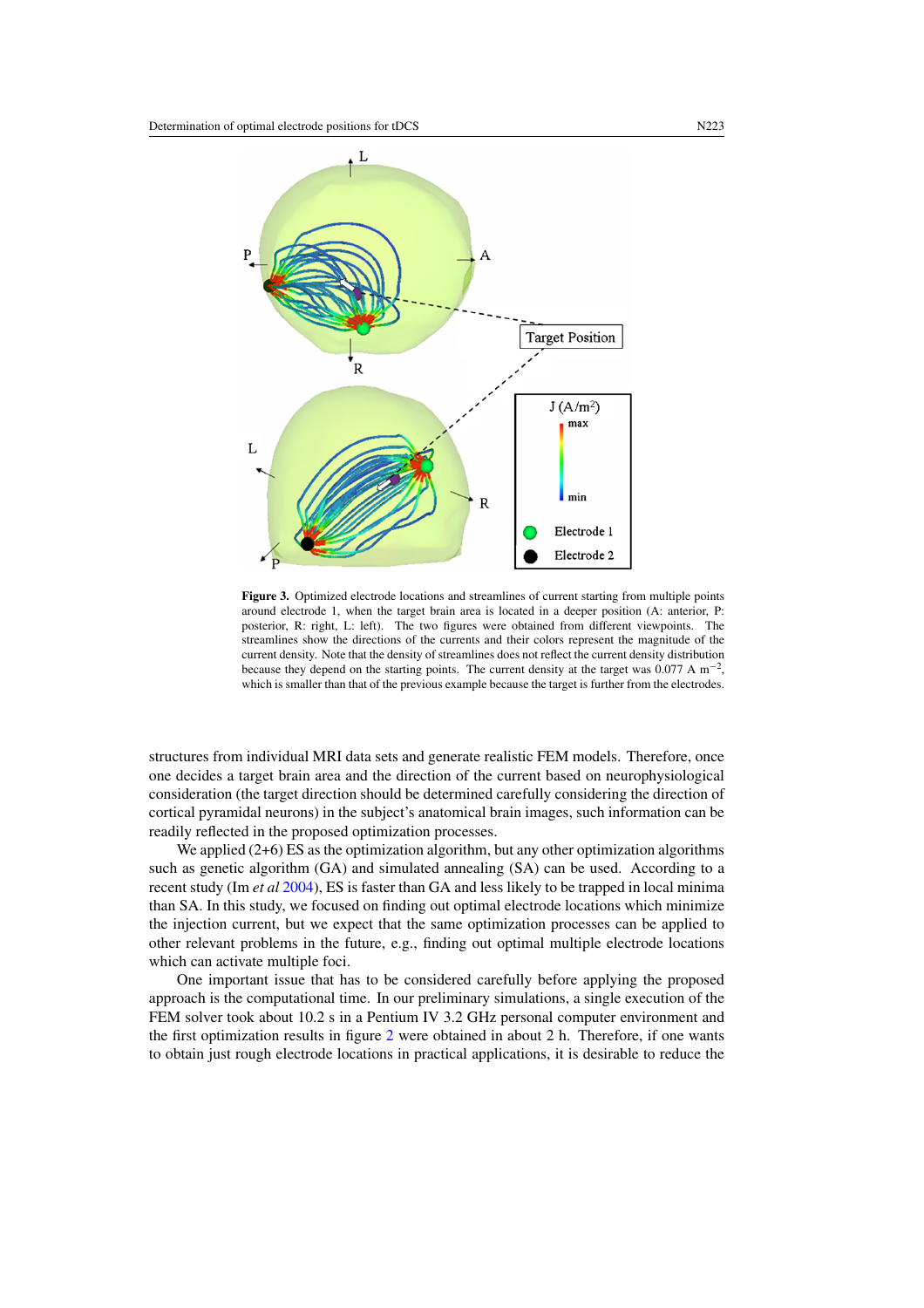**Figure 3.** Optimized electrode locations and streamlines of current starting from multiple points around electrode 1, when the target brain area is located in a deeper position (A: anterior, P: posterior, R: right, L: left). The two figures were obtained from different viewpoints. The streamlines show the directions of the currents and their colors represent the magnitude of the current density. Note that the density of streamlines does not reflect the current density distribution because they depend on the starting points. The current density at the target was 0.077 A $m^{-2}$, which is smaller than that of the previous example because the target is further from the electrodes.

structures from individual MRI data sets and generate realistic FEM models. Therefore, once one decides a target brain area and the direction of the current based on neurophysiological consideration (the target direction should be determined carefully considering the direction of cortical pyramidal neurons) in the subject's anatomical brain images, such information can be readily reflected in the proposed optimization processes.

We applied (2+6) ES as the optimization algorithm, but any other optimization algorithms such as genetic algorithm (GA) and simulated annealing (SA) can be used. According to a recent study (Im *et al* 2004), ES is faster than GA and less likely to be trapped in local minima than SA. In this study, we focused on finding out optimal electrode locations which minimize the injection current, but we expect that the same optimization processes can be applied to other relevant problems in the future, e.g., finding out optimal multiple electrode locations which can activate multiple foci.

One important issue that has to be considered carefully before applying the proposed approach is the computational time. In our preliminary simulations, a single execution of the FEM solver took about 10.2 s in a Pentium IV 3.2 GHz personal computer environment and the first optimization results in figure 2 were obtained in about 2 h. Therefore, if one wants to obtain just rough electrode locations in practical applications, it is desirable to reduce the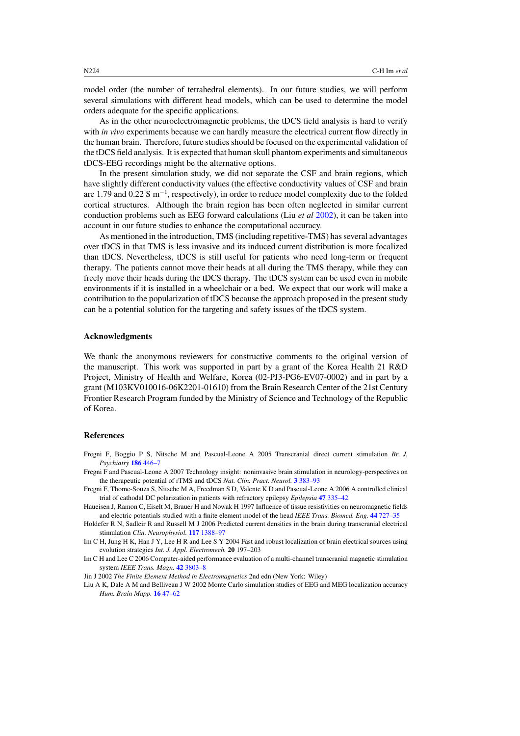model order (the number of tetrahedral elements). In our future studies, we will perform several simulations with different head models, which can be used to determine the model orders adequate for the specific applications.

As in the other neuroelectromagnetic problems, the tDCS field analysis is hard to verify with *in vivo* experiments because we can hardly measure the electrical current flow directly in the human brain. Therefore, future studies should be focused on the experimental validation of the tDCS field analysis. It is expected that human skull phantom experiments and simultaneous tDCS-EEG recordings might be the alternative options.

In the present simulation study, we did not separate the CSF and brain regions, which have slightly different conductivity values (the effective conductivity values of CSF and brain are 1.79 and 0.22 S $m^{-1}$, respectively), in order to reduce model complexity due to the folded cortical structures. Although the brain region has been often neglected in similar current conduction problems such as EEG forward calculations (Liu *et al* 2002), it can be taken into account in our future studies to enhance the computational accuracy.

As mentioned in the introduction, TMS (including repetitive-TMS) has several advantages over tDCS in that TMS is less invasive and its induced current distribution is more focalized than tDCS. Nevertheless, tDCS is still useful for patients who need long-term or frequent therapy. The patients cannot move their heads at all during the TMS therapy, while they can freely move their heads during the tDCS therapy. The tDCS system can be used even in mobile environments if it is installed in a wheelchair or a bed. We expect that our work will make a contribution to the popularization of tDCS because the approach proposed in the present study can be a potential solution for the targeting and safety issues of the tDCS system.

## Acknowledgments

We thank the anonymous reviewers for constructive comments to the original version of the manuscript. This work was supported in part by a grant of the Korea Health 21 R&D Project, Ministry of Health and Welfare, Korea (02-PJ3-PG6-EV07-0002) and in part by a grant (M103KV010016-06K2201-01610) from the Brain Research Center of the 21st Century Frontier Research Program funded by the Ministry of Science and Technology of the Republic of Korea.

## References

Fregni F, Boggio P S, Nitsche M and Pascual-Leone A 2005 Transcranial direct current stimulation *Br. J. Psychiatry* **186** 446–7

Fregni F and Pascual-Leone A 2007 Technology insight: noninvasive brain stimulation in neurology-perspectives on the therapeutic potential of rTMS and tDCS *Nat. Clin. Pract. Neurol.* **3** 383–93

Fregni F, Thome-Souza S, Nitsche M A, Freedman S D, Valente K D and Pascual-Leone A 2006 A controlled clinical trial of cathodal DC polarization in patients with refractory epilepsy *Epilepsia* **47** 335–42

Haueisen J, Ramon C, Eiselt M, Brauer H and Nowak H 1997 Influence of tissue resistivities on neuromagnetic fields and electric potentials studied with a finite element model of the head *IEEE Trans. Biomed. Eng.* **44** 727–35

Holdefer R N, Sadleir R and Russell M J 2006 Predicted current densities in the brain during transcranial electrical stimulation *Clin. Neurophysiol.* **117** 1388–97

Im C H, Jung H K, Han J Y, Lee H R and Lee S Y 2004 Fast and robust localization of brain electrical sources using evolution strategies *Int. J. Appl. Electromech.* **20** 197–203

Im C H and Lee C 2006 Computer-aided performance evaluation of a multi-channel transcranial magnetic stimulation system *IEEE Trans. Magn.* **42** 3803–8

Jin J 2002 *The Finite Element Method in Electromagnetics* 2nd edn (New York: Wiley)

Liu A K, Dale A M and Belliveau J W 2002 Monte Carlo simulation studies of EEG and MEG localization accuracy *Hum. Brain Mapp.* **16** 47–62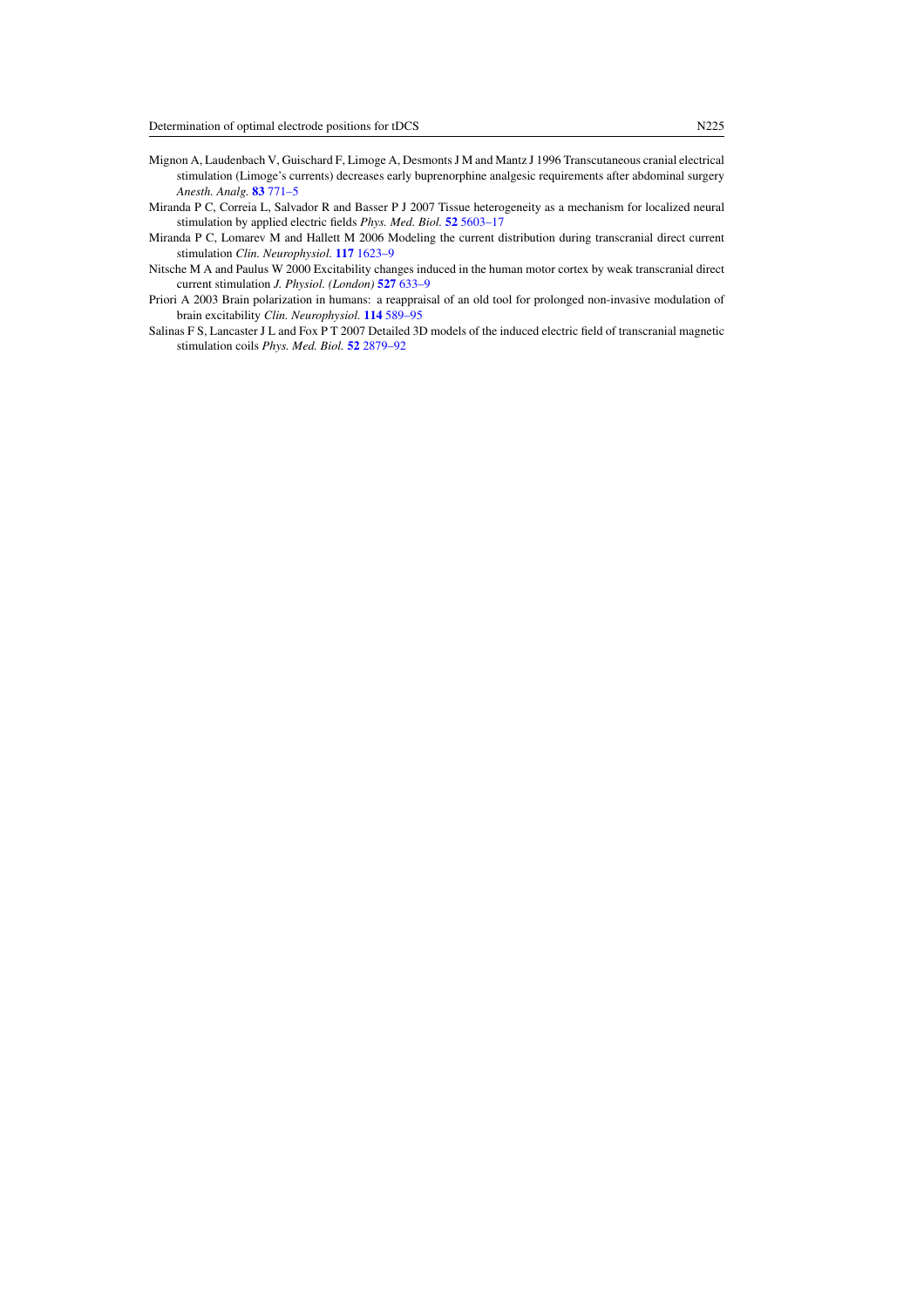Mignon A, Laudenbach V, Guischard F, Limoge A, Desmonts J M and Mantz J 1996 Transcutaneous cranial electrical stimulation (Limoge's currents) decreases early buprenorphine analgesic requirements after abdominal surgery *Anesth. Analg.* **83** 771–5

Miranda P C, Correia L, Salvador R and Basser P J 2007 Tissue heterogeneity as a mechanism for localized neural stimulation by applied electric fields *Phys. Med. Biol.* **52** 5603–17

Miranda P C, Lomarev M and Hallett M 2006 Modeling the current distribution during transcranial direct current stimulation *Clin. Neurophysiol.* **117** 1623–9

Nitsche M A and Paulus W 2000 Excitability changes induced in the human motor cortex by weak transcranial direct current stimulation *J. Physiol. (London)* **527** 633–9

Priori A 2003 Brain polarization in humans: a reappraisal of an old tool for prolonged non-invasive modulation of brain excitability *Clin. Neurophysiol.* **114** 589–95

Salinas F S, Lancaster J L and Fox P T 2007 Detailed 3D models of the induced electric field of transcranial magnetic stimulation coils *Phys. Med. Biol.* **52** 2879–92